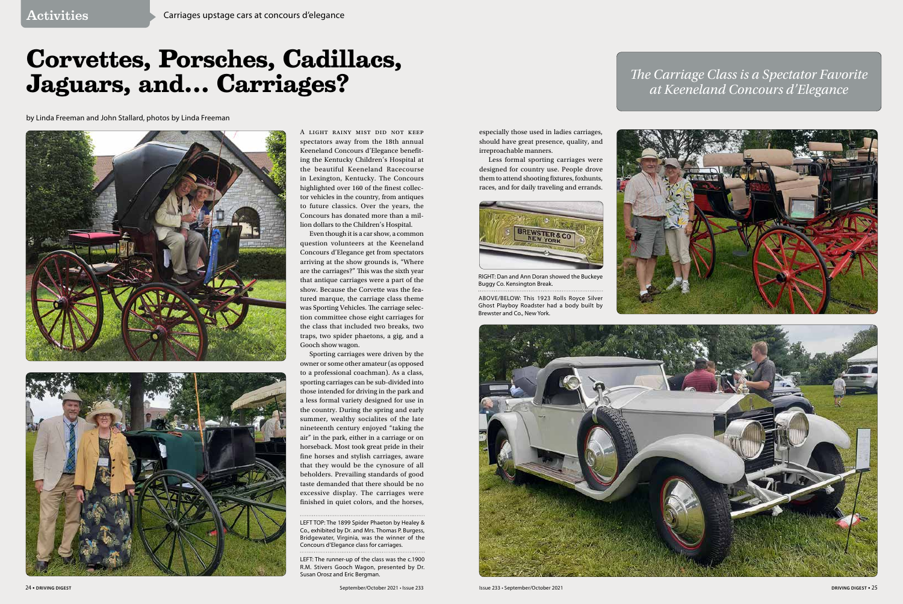# Corvettes, Porsches, Cadillacs, Jaguars, and… Carriages?

*The Carriage Class is a Spectator Favorite at Keeneland Concours d'Elegance*

by Linda Freeman and John Stallard, photos by Linda Freeman

A light rainy mist did not keep spectators away from the 18th annual Keeneland Concours d'Elegance benefiting the Kentucky Children's Hospital at the beautiful Keeneland Racecourse in Lexington, Kentucky. The Concours highlighted over 160 of the finest collector vehicles in the country, from antiques to future classics. Over the years, the Concours has donated more than a million dollars to the Children's Hospital.

Even though it is a car show, a common question volunteers at the Keeneland Concours d'Elegance get from spectators arriving at the show grounds is, "Where are the carriages?" This was the sixth year that antique carriages were a part of the show. Because the Corvette was the featured marque, the carriage class theme was Sporting Vehicles. The carriage selection committee chose eight carriages for the class that included two breaks, two traps, two spider phaetons, a gig, and a Gooch show wagon.

Sporting carriages were driven by the owner or some other amateur (as opposed to a professional coachman). As a class, sporting carriages can be sub-divided into those intended for driving in the park and a less formal variety designed for use in the country. During the spring and early summer, wealthy socialites of the late nineteenth century enjoyed "taking the air" in the park, either in a carriage or on horseback. Most took great pride in their fine horses and stylish carriages, aware that they would be the cynosure of all beholders. Prevailing standards of good taste demanded that there should be no excessive display. The carriages were finished in quiet colors, and the horses, especially those used in ladies carriages, should have great presence, quality, and irreproachable manners.

Less formal sporting carriages were designed for country use. People drove them to attend shooting fixtures, foxhunts, races, and for daily traveling and errands.

LEFT TOP: The 1899 Spider Phaeton by Healey & Co., exhibited by Dr. and Mrs. Thomas P. Burgess, Bridgewater, Virginia, was the winner of the Concours d'Elegance class for carriages.

LEFT: The runner-up of the class was the c.1900 R.M. Stivers Gooch Wagon, presented by Dr. Susan Orosz and Eric Bergman.

RIGHT: Dan and Ann Doran showed the Buckeye Buggy Co. Kensington Break.

ABOVE/BELOW: This 1923 Rolls Royce Silver Ghost Playboy Roadster had a body built by Brewster and Co., New York.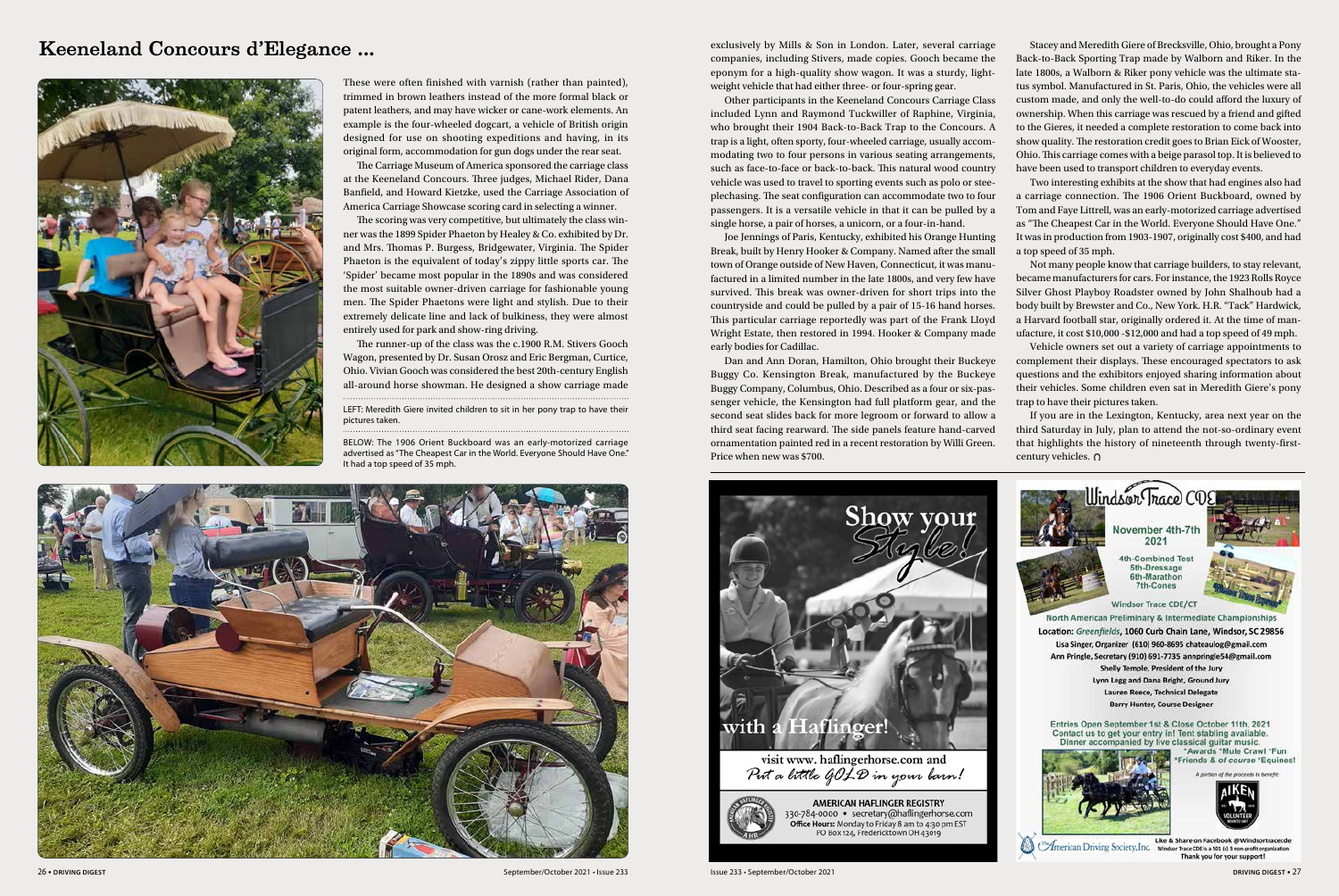# Keeneland Concours d'Elegance ...

These were often finished with varnish (rather than painted), trimmed in brown leathers instead of the more formal black or patent leathers, and may have wicker or cane-work elements. An example is the four-wheeled dogcart, a vehicle of British origin designed for use on shooting expeditions and having, in its original form, accommodation for gun dogs under the rear seat.

The Carriage Museum of America sponsored the carriage class at the Keeneland Concours. Three judges, Michael Rider, Dana Banfield, and Howard Kietzke, used the Carriage Association of America Carriage Showcase scoring card in selecting a winner.

The scoring was very competitive, but ultimately the class winner was the 1899 Spider Phaeton by Healey & Co. exhibited by Dr. and Mrs. Thomas P. Burgess, Bridgewater, Virginia. The Spider Phaeton is the equivalent of today's zippy little sports car. The 'Spider' became most popular in the 1890s and was considered the most suitable owner-driven carriage for fashionable young men. The Spider Phaetons were light and stylish. Due to their extremely delicate line and lack of bulkiness, they were almost entirely used for park and show-ring driving.

The runner-up of the class was the c.1900 R.M. Stivers Gooch Wagon, presented by Dr. Susan Orosz and Eric Bergman, Curtice, Ohio. Vivian Gooch was considered the best 20th-century English all-around horse showman. He designed a show carriage made exclusively by Mills & Son in London. Later, several carriage companies, including Stivers, made copies. Gooch became the eponym for a high-quality show wagon. It was a sturdy, lightweight vehicle that had either three- or four-spring gear.

Other participants in the Keeneland Concours Carriage Class included Lynn and Raymond Tuckwiller of Raphine, Virginia, who brought their 1904 Back-to-Back Trap to the Concours. A trap is a light, often sporty, four-wheeled carriage, usually accommodating two to four persons in various seating arrangements, such as face-to-face or back-to-back. This natural wood country vehicle was used to travel to sporting events such as polo or steeplechasing. The seat configuration can accommodate two to four passengers. It is a versatile vehicle in that it can be pulled by a single horse, a pair of horses, a unicorn, or a four-in-hand.

Joe Jennings of Paris, Kentucky, exhibited his Orange Hunting Break, built by Henry Hooker & Company. Named after the small town of Orange outside of New Haven, Connecticut, it was manufactured in a limited number in the late 1800s, and very few have survived. This break was owner-driven for short trips into the countryside and could be pulled by a pair of 15-16 hand horses. This particular carriage reportedly was part of the Frank Lloyd Wright Estate, then restored in 1994. Hooker & Company made early bodies for Cadillac.

Dan and Ann Doran, Hamilton, Ohio brought their Buckeye Buggy Co. Kensington Break, manufactured by the Buckeye Buggy Company, Columbus, Ohio. Described as a four or six-passenger vehicle, the Kensington had full platform gear, and the second seat slides back for more legroom or forward to allow a third seat facing rearward. The side panels feature hand-carved ornamentation painted red in a recent restoration by Willi Green. Price when new was $700.

Stacey and Meredith Giere of Brecksville, Ohio, brought a Pony Back-to-Back Sporting Trap made by Walborn and Riker. In the late 1800s, a Walborn & Riker pony vehicle was the ultimate status symbol. Manufactured in St. Paris, Ohio, the vehicles were all custom made, and only the well-to-do could afford the luxury of ownership. When this carriage was rescued by a friend and gifted to the Gieres, it needed a complete restoration to come back into show quality. The restoration credit goes to Brian Eick of Wooster, Ohio. This carriage comes with a beige parasol top. It is believed to have been used to transport children to everyday events.

Two interesting exhibits at the show that had engines also had a carriage connection. The 1906 Orient Buckboard, owned by Tom and Faye Littrell, was an early-motorized carriage advertised as "The Cheapest Car in the World. Everyone Should Have One." It was in production from 1903-1907, originally cost $400, and had a top speed of 35 mph.

Not many people know that carriage builders, to stay relevant, became manufacturers for cars. For instance, the 1923 Rolls Royce Silver Ghost Playboy Roadster owned by John Shalhoub had a body built by Brewster and Co., New York. H.R. "Tack" Hardwick, a Harvard football star, originally ordered it. At the time of manufacture, it cost $10,000 -$12,000 and had a top speed of 49 mph.

Vehicle owners set out a variety of carriage appointments to complement their displays. These encouraged spectators to ask questions and the exhibitors enjoyed sharing information about their vehicles. Some children even sat in Meredith Giere's pony trap to have their pictures taken.

If you are in the Lexington, Kentucky, area next year on the third Saturday in July, plan to attend the not-so-ordinary event that highlights the history of nineteenth through twenty-first-century vehicles.

LEFT: Meredith Giere invited children to sit in her pony trap to have their pictures taken.

BELOW: The 1906 Orient Buckboard was an early-motorized carriage advertised as "The Cheapest Car in the World. Everyone Should Have One." It had a top speed of 35 mph.

Show your Style! with a Haflinger!

visit www.haflingerhorse.com and Put a little GOLD in your barn!

AMERICAN HAFLINGER REGISTRY
330-784-0000 • secretary@haflingerhorse.com
Office Hours: Monday to Friday 8 am to 4:30 pm EST
PO Box 124, Fredericktown OH 43019

Windsor Trace CDE

November 4th-7th 2021

4th-Combined Test
5th-Dressage
6th-Marathon
7th-Cones

Windsor Trace CDE/CT
North American Preliminary & Intermediate Championships
Location: Greenfields, 1060 Curb Chain Lane, Windsor, SC 29856
Lisa Singer, Organizer (610) 960-8695 chateauiog@gmail.com
Ann Pringle, Secretary (910) 691-7735 annpringle54@gmail.com
Shelly Temple, President of the Jury
Lynn Legg and Dana Bright, Ground Jury
Lauree Reece, Technical Delegate
Barry Hunter, Course Designer

Entries Open September 1st & Close October 11th, 2021
Contact us to get your entry in! Tent stabling available.
Dinner accompanied by live classical guitar music.
*Awards *Mule Crawl *Fun *Friends & of course *Equines!

A portion of the proceeds to benefit:
AIKEN VOLUNTEER

American Driving Society, Inc.
Like & Share on Facebook @Windsortracecde
Windsor Trace CDE is a 501 (c) 3 non-profit organization
Thank you for your support!